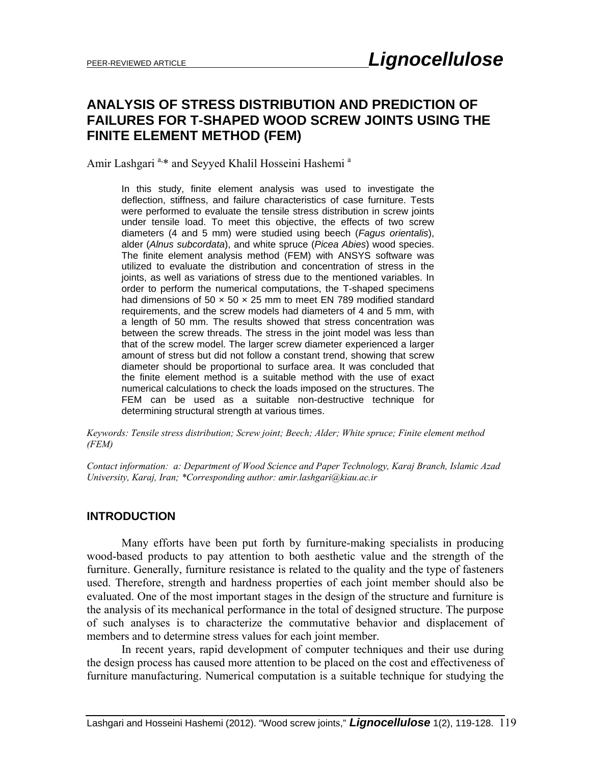# ANALYSIS OF STRESS DISTRIBUTION AND PREDICTION OF FAILURES FOR T-SHAPED WOOD SCREW JOINTS USING THE FINITE ELEMENT METHOD (FEM)

Amir Lashgari [a,*] and Seyyed Khalil Hosseini Hashemi [a]

In this study, finite element analysis was used to investigate the deflection, stiffness, and failure characteristics of case furniture. Tests were performed to evaluate the tensile stress distribution in screw joints under tensile load. To meet this objective, the effects of two screw diameters (4 and 5 mm) were studied using beech (*Fagus orientalis*), alder (*Alnus subcordata*), and white spruce (*Picea Abies*) wood species. The finite element analysis method (FEM) with ANSYS software was utilized to evaluate the distribution and concentration of stress in the joints, as well as variations of stress due to the mentioned variables. In order to perform the numerical computations, the T-shaped specimens had dimensions of 50 × 50 × 25 mm to meet EN 789 modified standard requirements, and the screw models had diameters of 4 and 5 mm, with a length of 50 mm. The results showed that stress concentration was between the screw threads. The stress in the joint model was less than that of the screw model. The larger screw diameter experienced a larger amount of stress but did not follow a constant trend, showing that screw diameter should be proportional to surface area. It was concluded that the finite element method is a suitable method with the use of exact numerical calculations to check the loads imposed on the structures. The FEM can be used as a suitable non-destructive technique for determining structural strength at various times.

*Keywords: Tensile stress distribution; Screw joint; Beech; Alder; White spruce; Finite element method (FEM)*

*Contact information: a: Department of Wood Science and Paper Technology, Karaj Branch, Islamic Azad University, Karaj, Iran; \*Corresponding author: amir.lashgari@kiau.ac.ir*

## INTRODUCTION

Many efforts have been put forth by furniture-making specialists in producing wood-based products to pay attention to both aesthetic value and the strength of the furniture. Generally, furniture resistance is related to the quality and the type of fasteners used. Therefore, strength and hardness properties of each joint member should also be evaluated. One of the most important stages in the design of the structure and furniture is the analysis of its mechanical performance in the total of designed structure. The purpose of such analyses is to characterize the commutative behavior and displacement of members and to determine stress values for each joint member.

In recent years, rapid development of computer techniques and their use during the design process has caused more attention to be placed on the cost and effectiveness of furniture manufacturing. Numerical computation is a suitable technique for studying the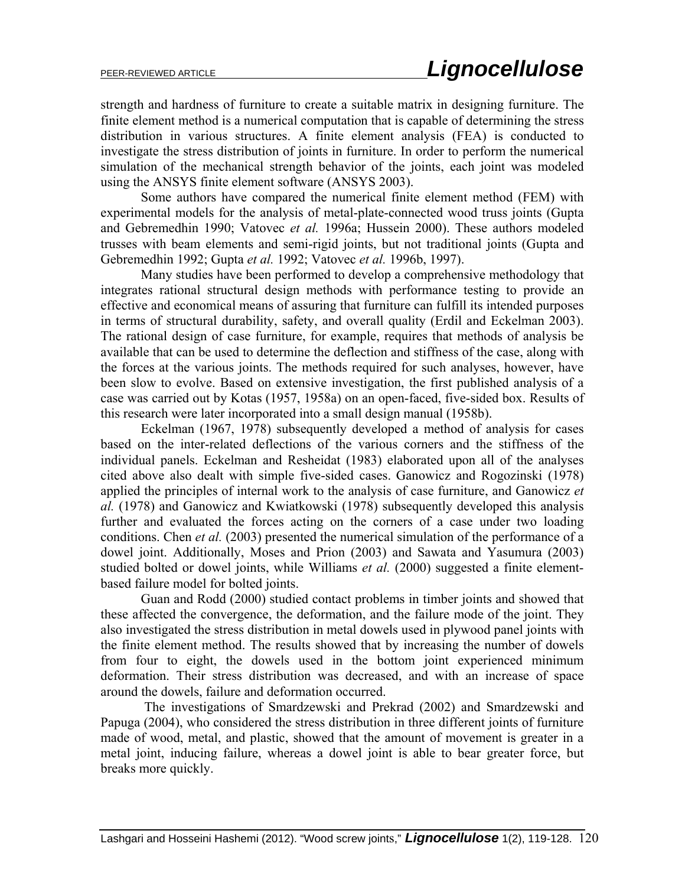strength and hardness of furniture to create a suitable matrix in designing furniture. The finite element method is a numerical computation that is capable of determining the stress distribution in various structures. A finite element analysis (FEA) is conducted to investigate the stress distribution of joints in furniture. In order to perform the numerical simulation of the mechanical strength behavior of the joints, each joint was modeled using the ANSYS finite element software (ANSYS 2003).

Some authors have compared the numerical finite element method (FEM) with experimental models for the analysis of metal-plate-connected wood truss joints (Gupta and Gebremedhin 1990; Vatovec *et al.* 1996a; Hussein 2000). These authors modeled trusses with beam elements and semi-rigid joints, but not traditional joints (Gupta and Gebremedhin 1992; Gupta *et al.* 1992; Vatovec *et al.* 1996b, 1997).

Many studies have been performed to develop a comprehensive methodology that integrates rational structural design methods with performance testing to provide an effective and economical means of assuring that furniture can fulfill its intended purposes in terms of structural durability, safety, and overall quality (Erdil and Eckelman 2003). The rational design of case furniture, for example, requires that methods of analysis be available that can be used to determine the deflection and stiffness of the case, along with the forces at the various joints. The methods required for such analyses, however, have been slow to evolve. Based on extensive investigation, the first published analysis of a case was carried out by Kotas (1957, 1958a) on an open-faced, five-sided box. Results of this research were later incorporated into a small design manual (1958b).

Eckelman (1967, 1978) subsequently developed a method of analysis for cases based on the inter-related deflections of the various corners and the stiffness of the individual panels. Eckelman and Resheidat (1983) elaborated upon all of the analyses cited above also dealt with simple five-sided cases. Ganowicz and Rogozinski (1978) applied the principles of internal work to the analysis of case furniture, and Ganowicz *et al.* (1978) and Ganowicz and Kwiatkowski (1978) subsequently developed this analysis further and evaluated the forces acting on the corners of a case under two loading conditions. Chen *et al.* (2003) presented the numerical simulation of the performance of a dowel joint. Additionally, Moses and Prion (2003) and Sawata and Yasumura (2003) studied bolted or dowel joints, while Williams *et al.* (2000) suggested a finite element-based failure model for bolted joints.

Guan and Rodd (2000) studied contact problems in timber joints and showed that these affected the convergence, the deformation, and the failure mode of the joint. They also investigated the stress distribution in metal dowels used in plywood panel joints with the finite element method. The results showed that by increasing the number of dowels from four to eight, the dowels used in the bottom joint experienced minimum deformation. Their stress distribution was decreased, and with an increase of space around the dowels, failure and deformation occurred.

The investigations of Smardzewski and Prekrad (2002) and Smardzewski and Papuga (2004), who considered the stress distribution in three different joints of furniture made of wood, metal, and plastic, showed that the amount of movement is greater in a metal joint, inducing failure, whereas a dowel joint is able to bear greater force, but breaks more quickly.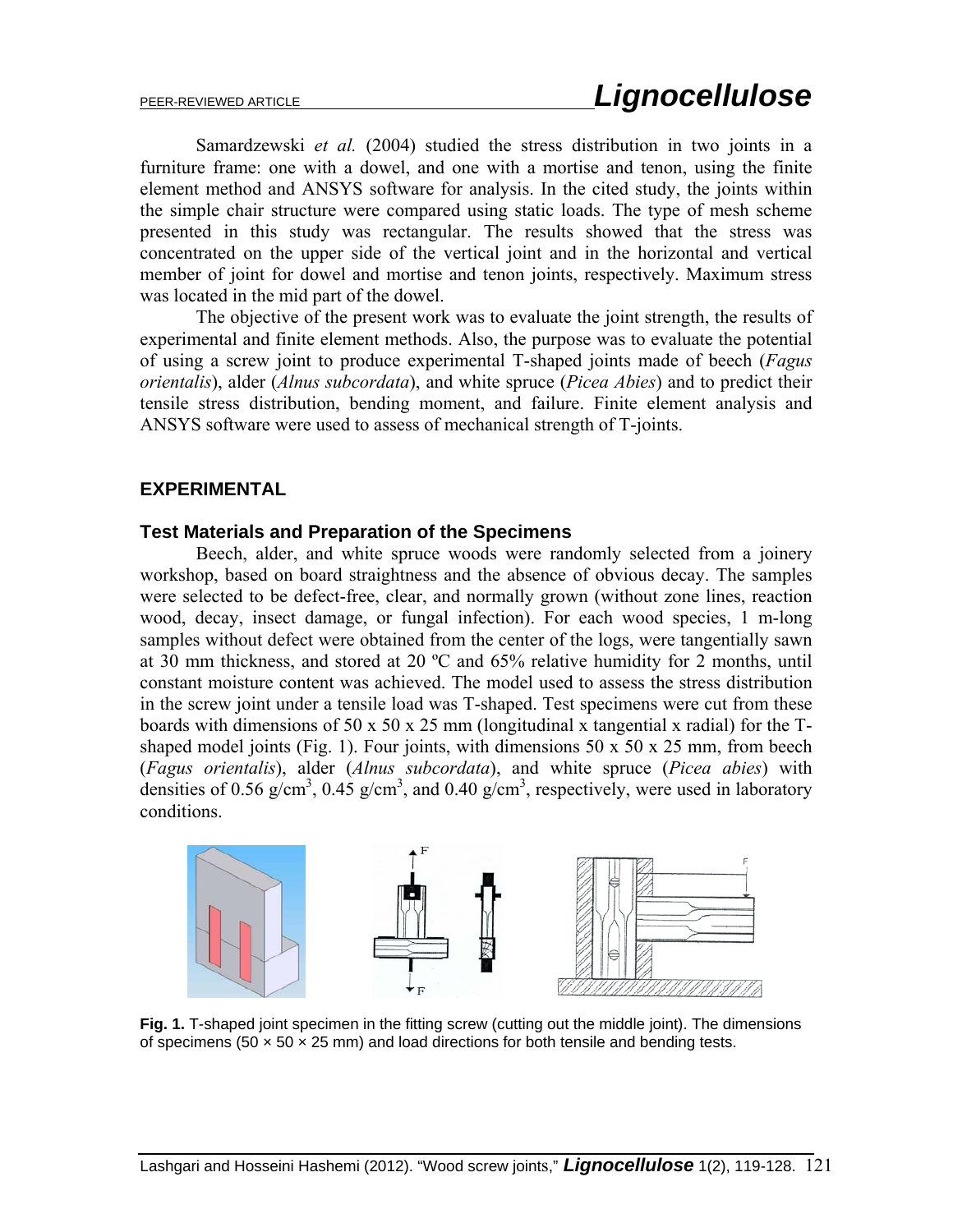Samardzewski *et al.* (2004) studied the stress distribution in two joints in a furniture frame: one with a dowel, and one with a mortise and tenon, using the finite element method and ANSYS software for analysis. In the cited study, the joints within the simple chair structure were compared using static loads. The type of mesh scheme presented in this study was rectangular. The results showed that the stress was concentrated on the upper side of the vertical joint and in the horizontal and vertical member of joint for dowel and mortise and tenon joints, respectively. Maximum stress was located in the mid part of the dowel.

The objective of the present work was to evaluate the joint strength, the results of experimental and finite element methods. Also, the purpose was to evaluate the potential of using a screw joint to produce experimental T-shaped joints made of beech (*Fagus orientalis*), alder (*Alnus subcordata*), and white spruce (*Picea Abies*) and to predict their tensile stress distribution, bending moment, and failure. Finite element analysis and ANSYS software were used to assess of mechanical strength of T-joints.

## EXPERIMENTAL

### Test Materials and Preparation of the Specimens

Beech, alder, and white spruce woods were randomly selected from a joinery workshop, based on board straightness and the absence of obvious decay. The samples were selected to be defect-free, clear, and normally grown (without zone lines, reaction wood, decay, insect damage, or fungal infection). For each wood species, 1 m-long samples without defect were obtained from the center of the logs, were tangentially sawn at 30 mm thickness, and stored at 20 ºC and 65% relative humidity for 2 months, until constant moisture content was achieved. The model used to assess the stress distribution in the screw joint under a tensile load was T-shaped. Test specimens were cut from these boards with dimensions of 50 x 50 x 25 mm (longitudinal x tangential x radial) for the T-shaped model joints (Fig. 1). Four joints, with dimensions 50 x 50 x 25 mm, from beech (*Fagus orientalis*), alder (*Alnus subcordata*), and white spruce (*Picea abies*) with densities of 0.56 g/cm$^3$, 0.45 g/cm$^3$, and 0.40 g/cm$^3$, respectively, were used in laboratory conditions.

**Fig. 1.** T-shaped joint specimen in the fitting screw (cutting out the middle joint). The dimensions of specimens (50 × 50 × 25 mm) and load directions for both tensile and bending tests.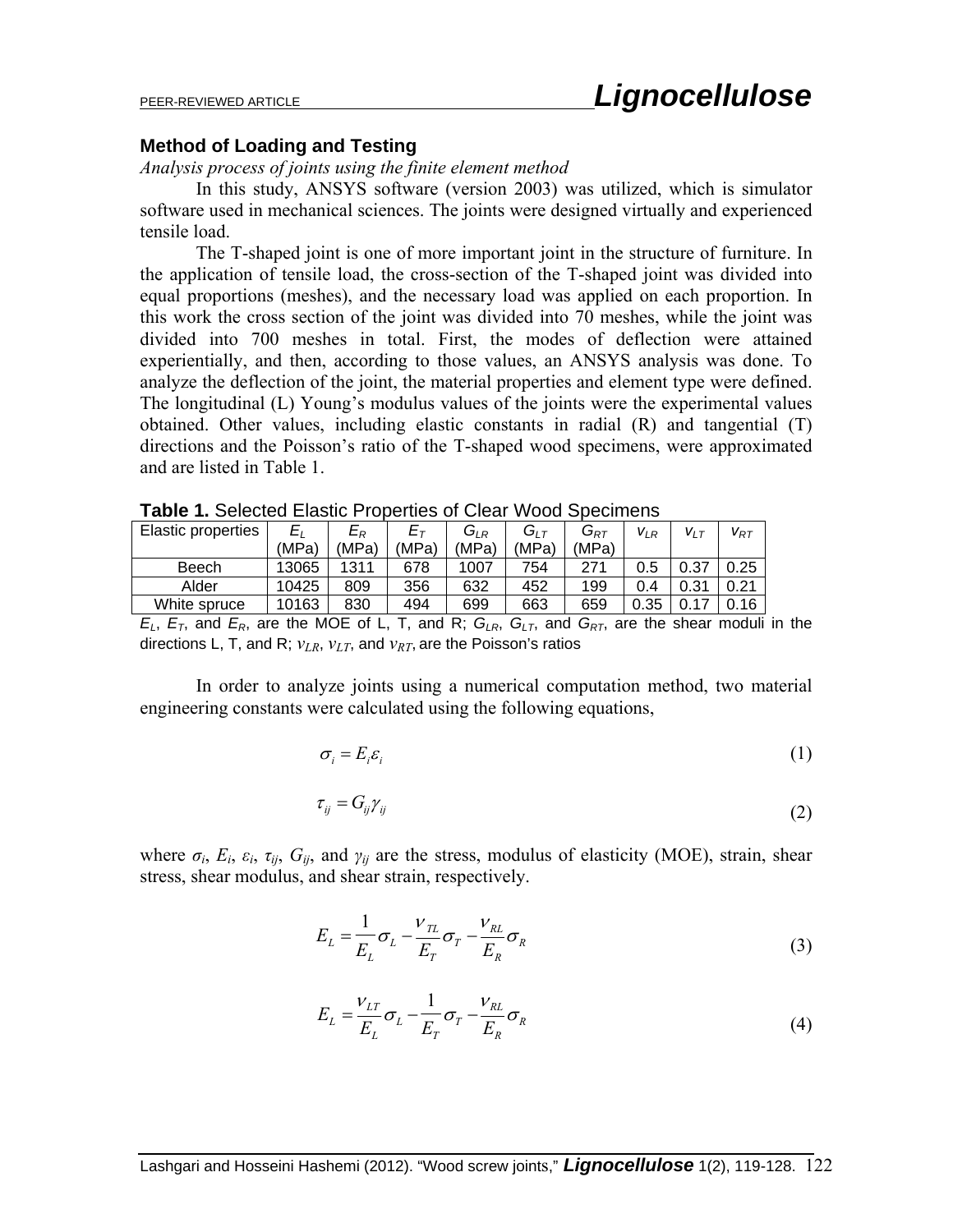### Method of Loading and Testing

*Analysis process of joints using the finite element method*

In this study, ANSYS software (version 2003) was utilized, which is simulator software used in mechanical sciences. The joints were designed virtually and experienced tensile load.

The T-shaped joint is one of more important joint in the structure of furniture. In the application of tensile load, the cross-section of the T-shaped joint was divided into equal proportions (meshes), and the necessary load was applied on each proportion. In this work the cross section of the joint was divided into 70 meshes, while the joint was divided into 700 meshes in total. First, the modes of deflection were attained experientially, and then, according to those values, an ANSYS analysis was done. To analyze the deflection of the joint, the material properties and element type were defined. The longitudinal (L) Young's modulus values of the joints were the experimental values obtained. Other values, including elastic constants in radial (R) and tangential (T) directions and the Poisson's ratio of the T-shaped wood specimens, were approximated and are listed in Table 1.

**Table 1.** Selected Elastic Properties of Clear Wood Specimens

| Elastic properties | $E_L$ (MPa) | $E_R$ (MPa) | $E_T$ (MPa) | $G_{LR}$ (MPa) | $G_{LT}$ (MPa) | $G_{RT}$ (MPa) | $\nu_{LR}$ | $\nu_{LT}$ | $\nu_{RT}$ |
|---|---|---|---|---|---|---|---|---|---|
| Beech | 13065 | 1311 | 678 | 1007 | 754 | 271 | 0.5 | 0.37 | 0.25 |
| Alder | 10425 | 809 | 356 | 632 | 452 | 199 | 0.4 | 0.31 | 0.21 |
| White spruce | 10163 | 830 | 494 | 699 | 663 | 659 | 0.35 | 0.17 | 0.16 |

$E_L$, $E_T$, and $E_R$, are the MOE of L, T, and R; $G_{LR}$, $G_{LT}$, and $G_{RT}$, are the shear moduli in the directions L, T, and R; $\nu_{LR}$, $\nu_{LT}$, and $\nu_{RT}$, are the Poisson's ratios

In order to analyze joints using a numerical computation method, two material engineering constants were calculated using the following equations,

$$\sigma_i = E_i \varepsilon_i \tag{1}$$

$$\tau_{ij} = G_{ij} \gamma_{ij} \tag{2}$$

where $\sigma_i$, $E_i$, $\varepsilon_i$, $\tau_{ij}$, $G_{ij}$, and $\gamma_{ij}$ are the stress, modulus of elasticity (MOE), strain, shear stress, shear modulus, and shear strain, respectively.

$$E_L = \frac{1}{E_L}\sigma_L - \frac{\nu_{TL}}{E_T}\sigma_T - \frac{\nu_{RL}}{E_R}\sigma_R \tag{3}$$

$$E_L = \frac{\nu_{LT}}{E_L}\sigma_L - \frac{1}{E_T}\sigma_T - \frac{\nu_{RL}}{E_R}\sigma_R \tag{4}$$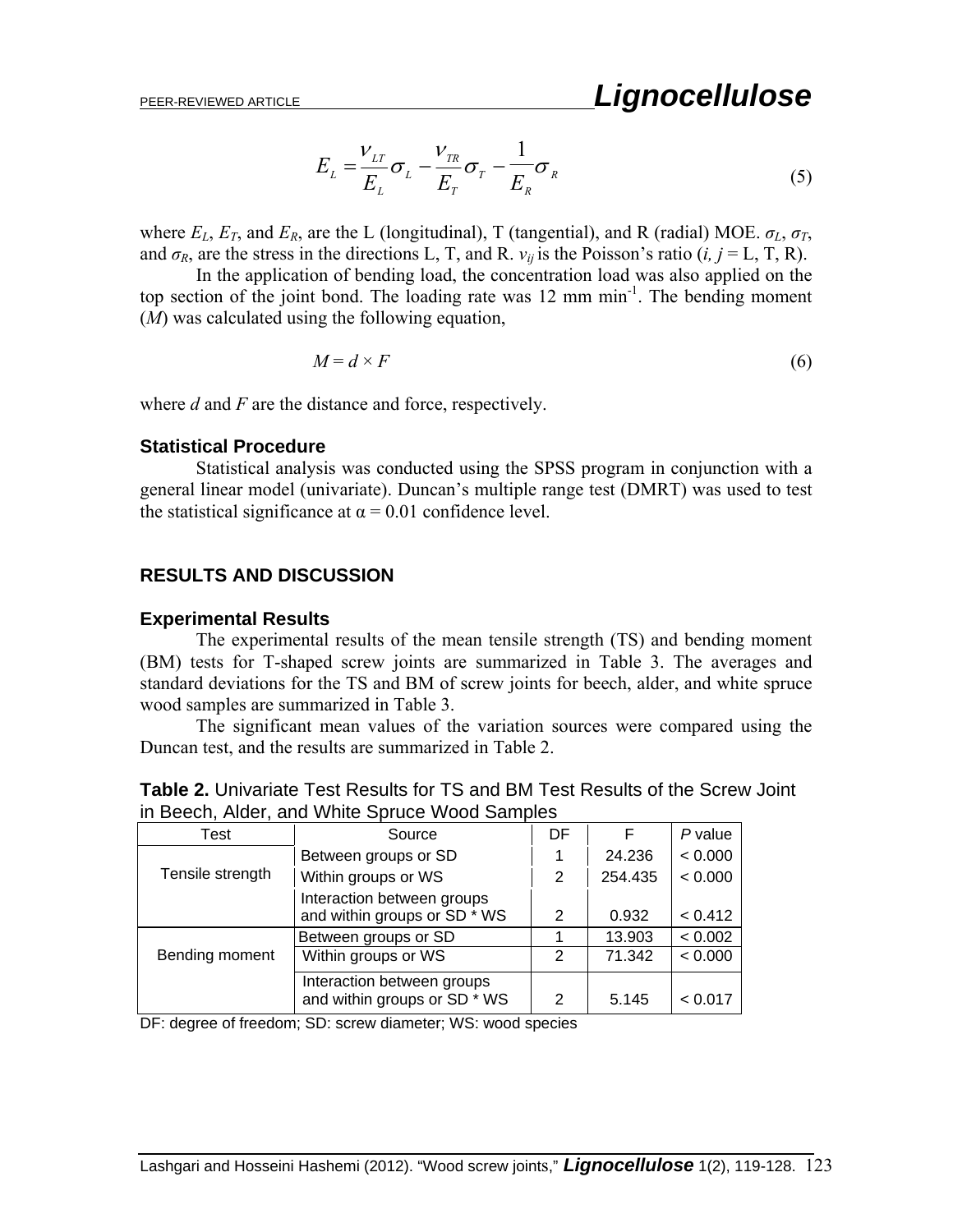$$E_L = \frac{\nu_{LT}}{E_L}\sigma_L - \frac{\nu_{TR}}{E_T}\sigma_T - \frac{1}{E_R}\sigma_R \tag{5}$$

where $E_L$, $E_T$, and $E_R$, are the L (longitudinal), T (tangential), and R (radial) MOE. $\sigma_L$, $\sigma_T$, and $\sigma_R$, are the stress in the directions L, T, and R. $v_{ij}$ is the Poisson's ratio ($i, j$ = L, T, R).

In the application of bending load, the concentration load was also applied on the top section of the joint bond. The loading rate was 12 mm min$^{-1}$. The bending moment ($M$) was calculated using the following equation,

$$M = d \times F \tag{6}$$

where $d$ and $F$ are the distance and force, respectively.

### Statistical Procedure

Statistical analysis was conducted using the SPSS program in conjunction with a general linear model (univariate). Duncan's multiple range test (DMRT) was used to test the statistical significance at α = 0.01 confidence level.

## RESULTS AND DISCUSSION

### Experimental Results

The experimental results of the mean tensile strength (TS) and bending moment (BM) tests for T-shaped screw joints are summarized in Table 3. The averages and standard deviations for the TS and BM of screw joints for beech, alder, and white spruce wood samples are summarized in Table 3.

The significant mean values of the variation sources were compared using the Duncan test, and the results are summarized in Table 2.

**Table 2.** Univariate Test Results for TS and BM Test Results of the Screw Joint in Beech, Alder, and White Spruce Wood Samples

| Test | Source | DF | F | *P* value |
|---|---|---|---|---|
| Tensile strength | Between groups or SD | 1 | 24.236 | < 0.000 |
| | Within groups or WS | 2 | 254.435 | < 0.000 |
| | Interaction between groups and within groups or SD * WS | 2 | 0.932 | < 0.412 |
| Bending moment | Between groups or SD | 1 | 13.903 | < 0.002 |
| | Within groups or WS | 2 | 71.342 | < 0.000 |
| | Interaction between groups and within groups or SD * WS | 2 | 5.145 | < 0.017 |

DF: degree of freedom; SD: screw diameter; WS: wood species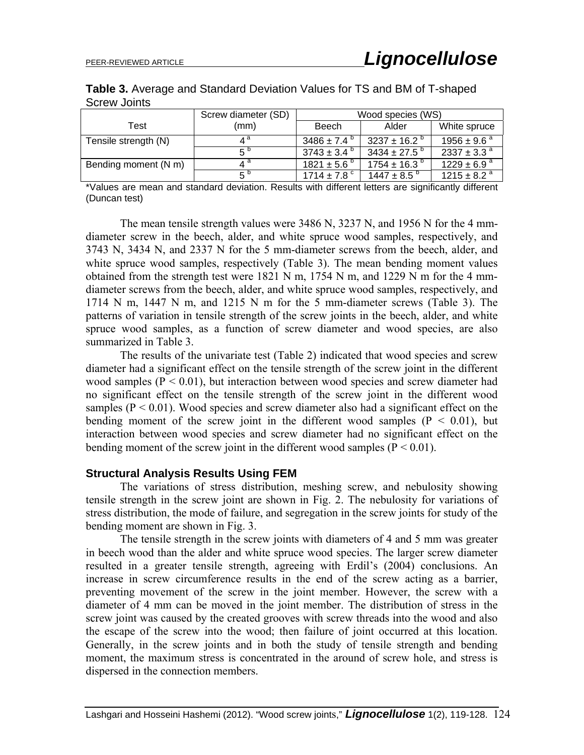**Table 3.** Average and Standard Deviation Values for TS and BM of T-shaped Screw Joints

| Test | Screw diameter (SD) (mm) | Wood species (WS) | | |
|---|---|---|---|---|
| | | Beech | Alder | White spruce |
| Tensile strength (N) | 4 [a] | 3486 ± 7.4 [b] | 3237 ± 16.2 [b] | 1956 ± 9.6 [a] |
| | 5 [b] | 3743 ± 3.4 [b] | 3434 ± 27.5 [b] | 2337 ± 3.3 [a] |
| Bending moment (N m) | 4 [a] | 1821 ± 5.6 [b] | 1754 ± 16.3 [b] | 1229 ± 6.9 [a] |
| | 5 [b] | 1714 ± 7.8 [c] | 1447 ± 8.5 [b] | 1215 ± 8.2 [a] |

*Values are mean and standard deviation. Results with different letters are significantly different (Duncan test)

The mean tensile strength values were 3486 N, 3237 N, and 1956 N for the 4 mm-diameter screw in the beech, alder, and white spruce wood samples, respectively, and 3743 N, 3434 N, and 2337 N for the 5 mm-diameter screws from the beech, alder, and white spruce wood samples, respectively (Table 3). The mean bending moment values obtained from the strength test were 1821 N m, 1754 N m, and 1229 N m for the 4 mm-diameter screws from the beech, alder, and white spruce wood samples, respectively, and 1714 N m, 1447 N m, and 1215 N m for the 5 mm-diameter screws (Table 3). The patterns of variation in tensile strength of the screw joints in the beech, alder, and white spruce wood samples, as a function of screw diameter and wood species, are also summarized in Table 3.

The results of the univariate test (Table 2) indicated that wood species and screw diameter had a significant effect on the tensile strength of the screw joint in the different wood samples ($P < 0.01$), but interaction between wood species and screw diameter had no significant effect on the tensile strength of the screw joint in the different wood samples ($P < 0.01$). Wood species and screw diameter also had a significant effect on the bending moment of the screw joint in the different wood samples ($P < 0.01$), but interaction between wood species and screw diameter had no significant effect on the bending moment of the screw joint in the different wood samples ($P < 0.01$).

### Structural Analysis Results Using FEM

The variations of stress distribution, meshing screw, and nebulosity showing tensile strength in the screw joint are shown in Fig. 2. The nebulosity for variations of stress distribution, the mode of failure, and segregation in the screw joints for study of the bending moment are shown in Fig. 3.

The tensile strength in the screw joints with diameters of 4 and 5 mm was greater in beech wood than the alder and white spruce wood species. The larger screw diameter resulted in a greater tensile strength, agreeing with Erdil's (2004) conclusions. An increase in screw circumference results in the end of the screw acting as a barrier, preventing movement of the screw in the joint member. However, the screw with a diameter of 4 mm can be moved in the joint member. The distribution of stress in the screw joint was caused by the created grooves with screw threads into the wood and also the escape of the screw into the wood; then failure of joint occurred at this location. Generally, in the screw joints and in both the study of tensile strength and bending moment, the maximum stress is concentrated in the around of screw hole, and stress is dispersed in the connection members.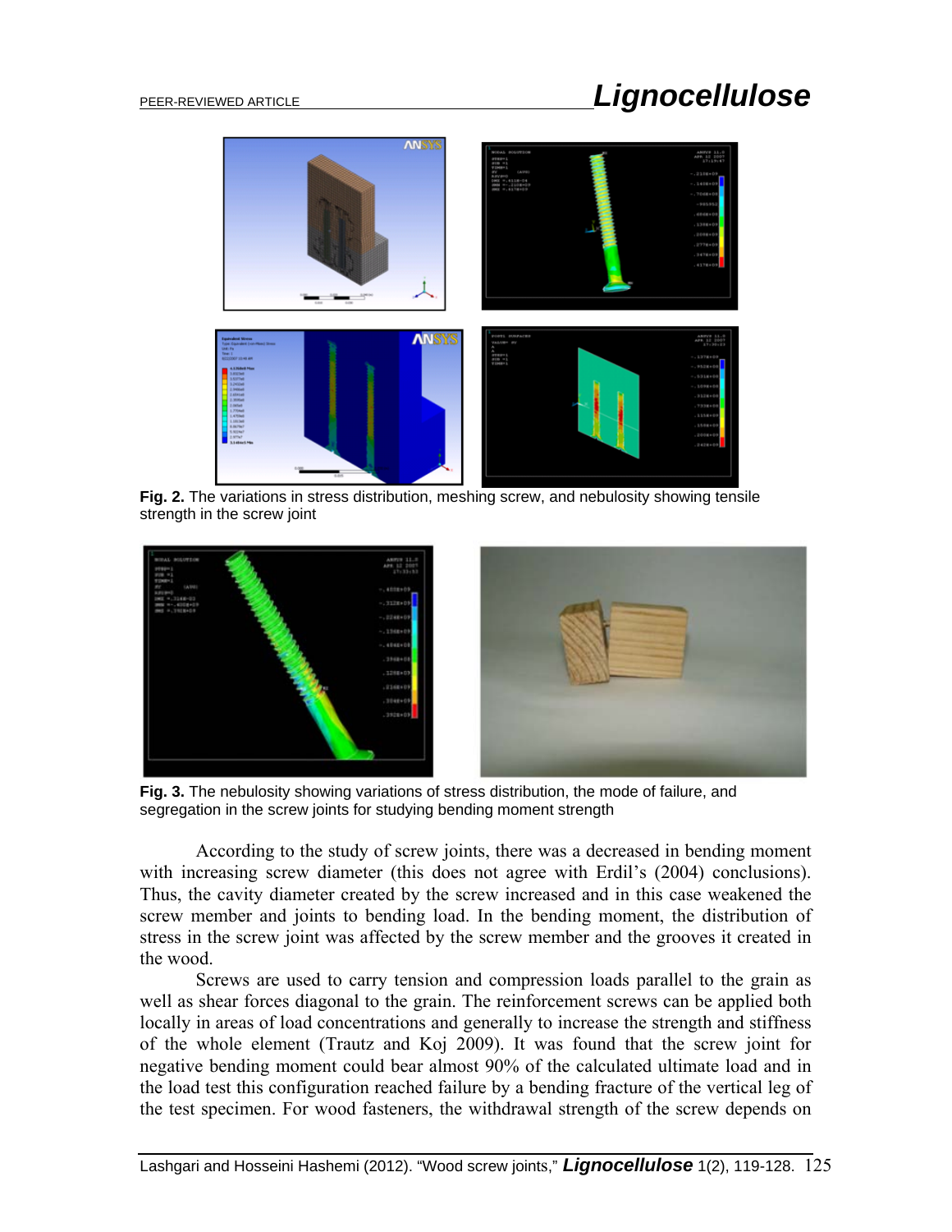**Fig. 2.** The variations in stress distribution, meshing screw, and nebulosity showing tensile strength in the screw joint

**Fig. 3.** The nebulosity showing variations of stress distribution, the mode of failure, and segregation in the screw joints for studying bending moment strength

According to the study of screw joints, there was a decreased in bending moment with increasing screw diameter (this does not agree with Erdil's (2004) conclusions). Thus, the cavity diameter created by the screw increased and in this case weakened the screw member and joints to bending load. In the bending moment, the distribution of stress in the screw joint was affected by the screw member and the grooves it created in the wood.

Screws are used to carry tension and compression loads parallel to the grain as well as shear forces diagonal to the grain. The reinforcement screws can be applied both locally in areas of load concentrations and generally to increase the strength and stiffness of the whole element (Trautz and Koj 2009). It was found that the screw joint for negative bending moment could bear almost 90% of the calculated ultimate load and in the load test this configuration reached failure by a bending fracture of the vertical leg of the test specimen. For wood fasteners, the withdrawal strength of the screw depends on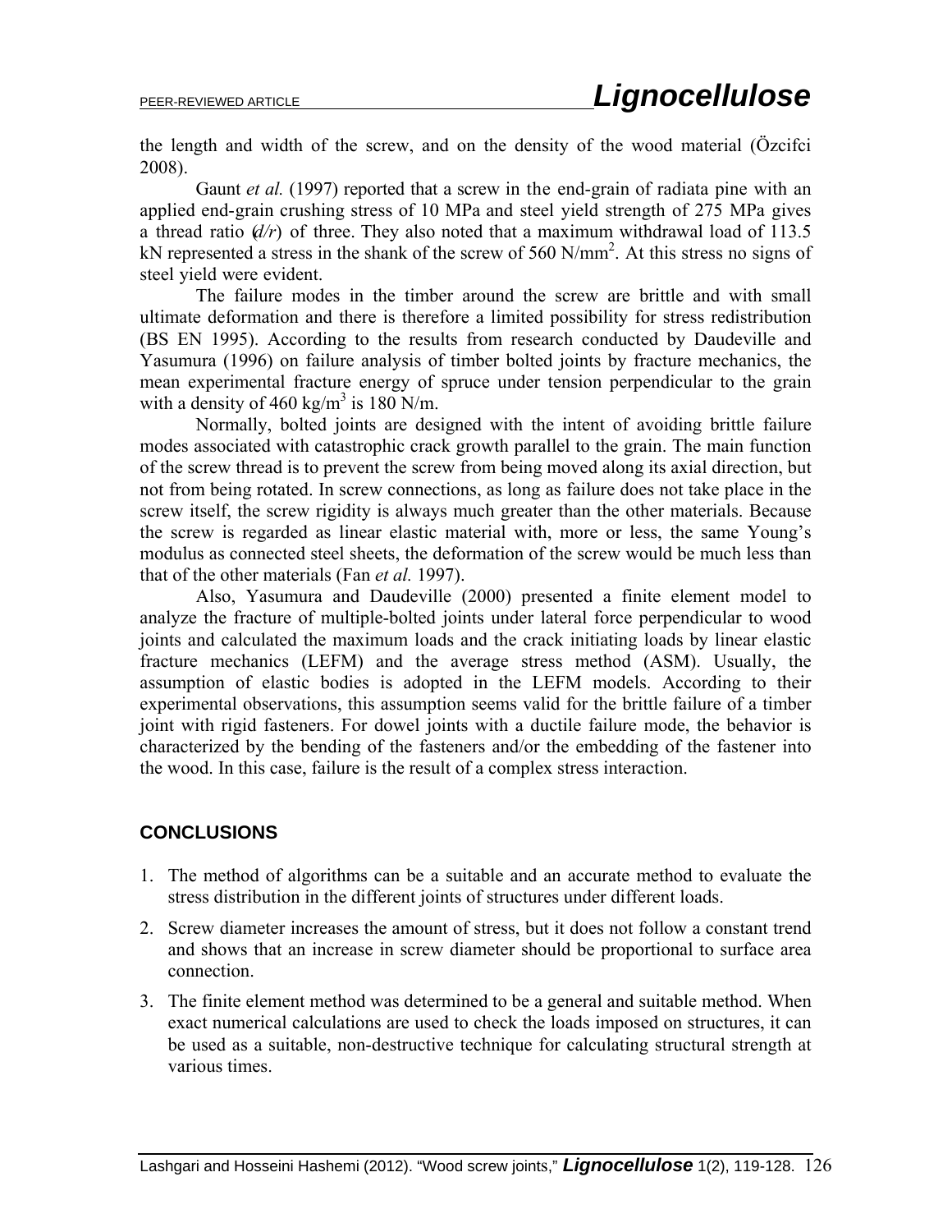the length and width of the screw, and on the density of the wood material (Özcifci 2008).

Gaunt *et al.* (1997) reported that a screw in the end-grain of radiata pine with an applied end-grain crushing stress of 10 MPa and steel yield strength of 275 MPa gives a thread ratio (*d/r*) of three. They also noted that a maximum withdrawal load of 113.5 kN represented a stress in the shank of the screw of 560 N/mm$^2$. At this stress no signs of steel yield were evident.

The failure modes in the timber around the screw are brittle and with small ultimate deformation and there is therefore a limited possibility for stress redistribution (BS EN 1995). According to the results from research conducted by Daudeville and Yasumura (1996) on failure analysis of timber bolted joints by fracture mechanics, the mean experimental fracture energy of spruce under tension perpendicular to the grain with a density of 460 kg/m$^3$ is 180 N/m.

Normally, bolted joints are designed with the intent of avoiding brittle failure modes associated with catastrophic crack growth parallel to the grain. The main function of the screw thread is to prevent the screw from being moved along its axial direction, but not from being rotated. In screw connections, as long as failure does not take place in the screw itself, the screw rigidity is always much greater than the other materials. Because the screw is regarded as linear elastic material with, more or less, the same Young's modulus as connected steel sheets, the deformation of the screw would be much less than that of the other materials (Fan *et al.* 1997).

Also, Yasumura and Daudeville (2000) presented a finite element model to analyze the fracture of multiple-bolted joints under lateral force perpendicular to wood joints and calculated the maximum loads and the crack initiating loads by linear elastic fracture mechanics (LEFM) and the average stress method (ASM). Usually, the assumption of elastic bodies is adopted in the LEFM models. According to their experimental observations, this assumption seems valid for the brittle failure of a timber joint with rigid fasteners. For dowel joints with a ductile failure mode, the behavior is characterized by the bending of the fasteners and/or the embedding of the fastener into the wood. In this case, failure is the result of a complex stress interaction.

## CONCLUSIONS

1. The method of algorithms can be a suitable and an accurate method to evaluate the stress distribution in the different joints of structures under different loads.
2. Screw diameter increases the amount of stress, but it does not follow a constant trend and shows that an increase in screw diameter should be proportional to surface area connection.
3. The finite element method was determined to be a general and suitable method. When exact numerical calculations are used to check the loads imposed on structures, it can be used as a suitable, non-destructive technique for calculating structural strength at various times.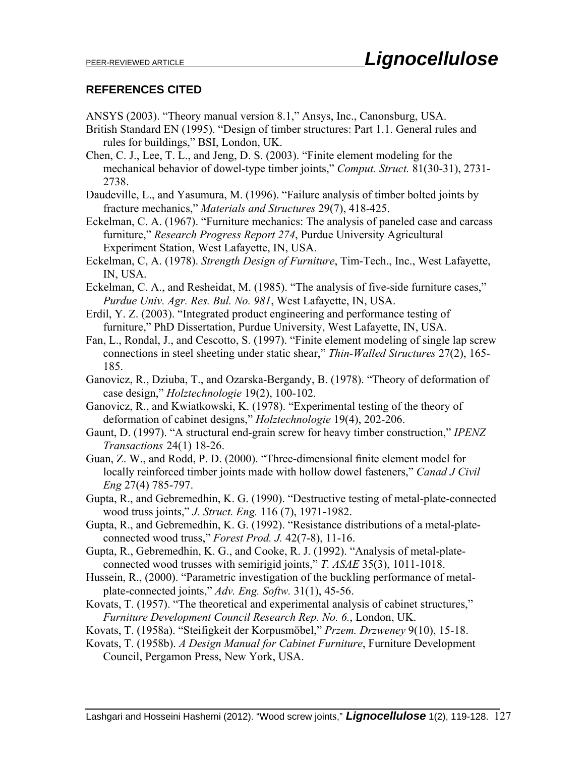## REFERENCES CITED

ANSYS (2003). "Theory manual version 8.1," Ansys, Inc., Canonsburg, USA.

British Standard EN (1995). "Design of timber structures: Part 1.1. General rules and rules for buildings," BSI, London, UK.

Chen, C. J., Lee, T. L., and Jeng, D. S. (2003). "Finite element modeling for the mechanical behavior of dowel-type timber joints," *Comput. Struct.* 81(30-31), 2731-2738.

Daudeville, L., and Yasumura, M. (1996). "Failure analysis of timber bolted joints by fracture mechanics," *Materials and Structures* 29(7), 418-425.

Eckelman, C. A. (1967). "Furniture mechanics: The analysis of paneled case and carcass furniture," *Research Progress Report 274*, Purdue University Agricultural Experiment Station, West Lafayette, IN, USA.

Eckelman, C, A. (1978). *Strength Design of Furniture*, Tim-Tech., Inc., West Lafayette, IN, USA.

Eckelman, C. A., and Resheidat, M. (1985). "The analysis of five-side furniture cases," *Purdue Univ. Agr. Res. Bul. No. 981*, West Lafayette, IN, USA.

Erdil, Y. Z. (2003). "Integrated product engineering and performance testing of furniture," PhD Dissertation, Purdue University, West Lafayette, IN, USA.

Fan, L., Rondal, J., and Cescotto, S. (1997). "Finite element modeling of single lap screw connections in steel sheeting under static shear," *Thin-Walled Structures* 27(2), 165-185.

Ganovicz, R., Dziuba, T., and Ozarska-Bergandy, B. (1978). "Theory of deformation of case design," *Holztechnologie* 19(2), 100-102.

Ganovicz, R., and Kwiatkowski, K. (1978). "Experimental testing of the theory of deformation of cabinet designs," *Holztechnologie* 19(4), 202-206.

Gaunt, D. (1997). "A structural end-grain screw for heavy timber construction," *IPENZ Transactions* 24(1) 18-26.

Guan, Z. W., and Rodd, P. D. (2000). "Three-dimensional finite element model for locally reinforced timber joints made with hollow dowel fasteners," *Canad J Civil Eng* 27(4) 785-797.

Gupta, R., and Gebremedhin, K. G. (1990). "Destructive testing of metal-plate-connected wood truss joints," *J. Struct. Eng.* 116 (7), 1971-1982.

Gupta, R., and Gebremedhin, K. G. (1992). "Resistance distributions of a metal-plate-connected wood truss," *Forest Prod. J.* 42(7-8), 11-16.

Gupta, R., Gebremedhin, K. G., and Cooke, R. J. (1992). "Analysis of metal-plate-connected wood trusses with semirigid joints," *T. ASAE* 35(3), 1011-1018.

Hussein, R., (2000). "Parametric investigation of the buckling performance of metal-plate-connected joints," *Adv. Eng. Softw.* 31(1), 45-56.

Kovats, T. (1957). "The theoretical and experimental analysis of cabinet structures," *Furniture Development Council Research Rep. No. 6.*, London, UK.

Kovats, T. (1958a). "Steifigkeit der Korpusmöbel," *Przem. Drzweney* 9(10), 15-18.

Kovats, T. (1958b). *A Design Manual for Cabinet Furniture*, Furniture Development Council, Pergamon Press, New York, USA.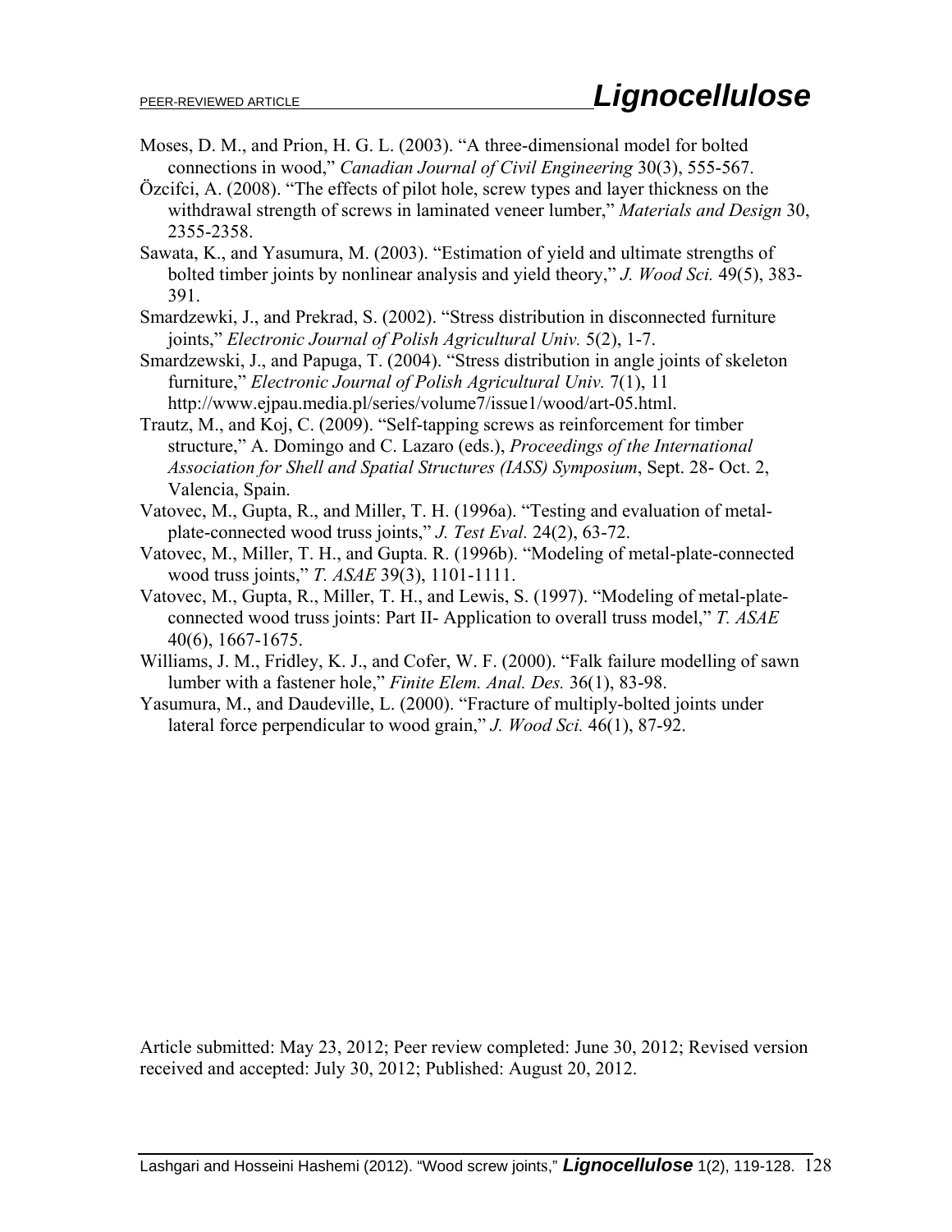Moses, D. M., and Prion, H. G. L. (2003). "A three-dimensional model for bolted connections in wood," *Canadian Journal of Civil Engineering* 30(3), 555-567.

Özcifci, A. (2008). "The effects of pilot hole, screw types and layer thickness on the withdrawal strength of screws in laminated veneer lumber," *Materials and Design* 30, 2355-2358.

Sawata, K., and Yasumura, M. (2003). "Estimation of yield and ultimate strengths of bolted timber joints by nonlinear analysis and yield theory," *J. Wood Sci.* 49(5), 383-391.

Smardzewki, J., and Prekrad, S. (2002). "Stress distribution in disconnected furniture joints," *Electronic Journal of Polish Agricultural Univ.* 5(2), 1-7.

Smardzewski, J., and Papuga, T. (2004). "Stress distribution in angle joints of skeleton furniture," *Electronic Journal of Polish Agricultural Univ.* 7(1), 11 http://www.ejpau.media.pl/series/volume7/issue1/wood/art-05.html.

Trautz, M., and Koj, C. (2009). "Self-tapping screws as reinforcement for timber structure," A. Domingo and C. Lazaro (eds.), *Proceedings of the International Association for Shell and Spatial Structures (IASS) Symposium*, Sept. 28- Oct. 2, Valencia, Spain.

Vatovec, M., Gupta, R., and Miller, T. H. (1996a). "Testing and evaluation of metal-plate-connected wood truss joints," *J. Test Eval.* 24(2), 63-72.

Vatovec, M., Miller, T. H., and Gupta. R. (1996b). "Modeling of metal-plate-connected wood truss joints," *T. ASAE* 39(3), 1101-1111.

Vatovec, M., Gupta, R., Miller, T. H., and Lewis, S. (1997). "Modeling of metal-plate-connected wood truss joints: Part II- Application to overall truss model," *T. ASAE* 40(6), 1667-1675.

Williams, J. M., Fridley, K. J., and Cofer, W. F. (2000). "Falk failure modelling of sawn lumber with a fastener hole," *Finite Elem. Anal. Des.* 36(1), 83-98.

Yasumura, M., and Daudeville, L. (2000). "Fracture of multiply-bolted joints under lateral force perpendicular to wood grain," *J. Wood Sci.* 46(1), 87-92.

Article submitted: May 23, 2012; Peer review completed: June 30, 2012; Revised version received and accepted: July 30, 2012; Published: August 20, 2012.